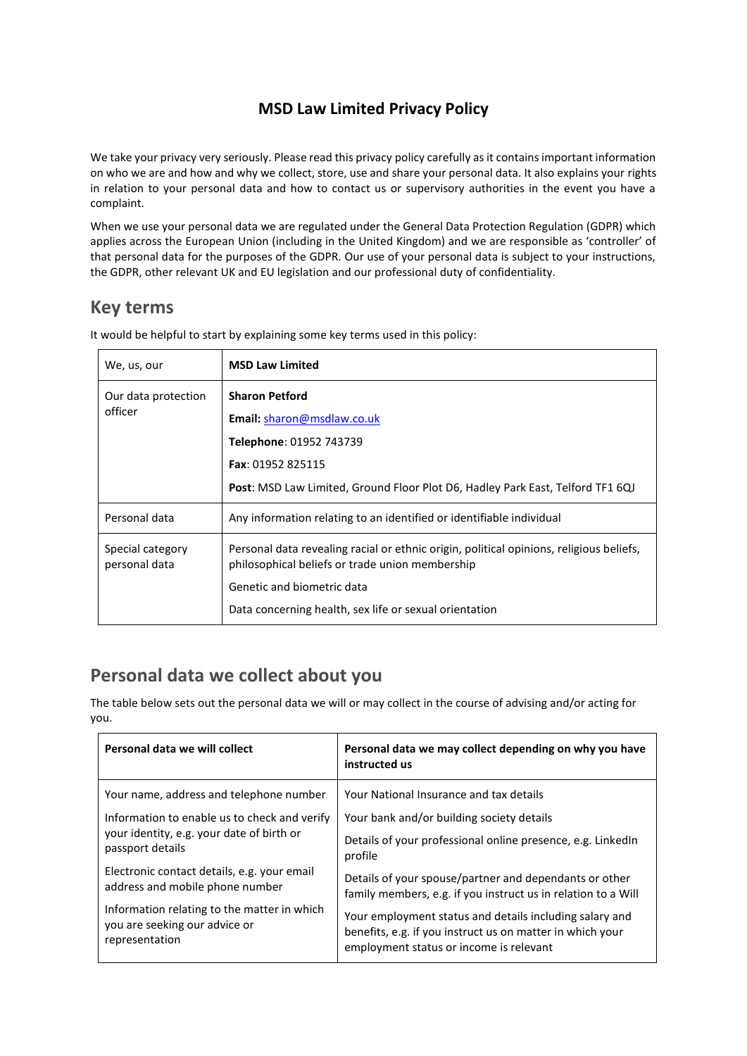# MSD Law Limited Privacy Policy

We take your privacy very seriously. Please read this privacy policy carefully as it contains important information on who we are and how and why we collect, store, use and share your personal data. It also explains your rights in relation to your personal data and how to contact us or supervisory authorities in the event you have a complaint.

When we use your personal data we are regulated under the General Data Protection Regulation (GDPR) which applies across the European Union (including in the United Kingdom) and we are responsible as 'controller' of that personal data for the purposes of the GDPR. Our use of your personal data is subject to your instructions, the GDPR, other relevant UK and EU legislation and our professional duty of confidentiality.

## Key terms

It would be helpful to start by explaining some key terms used in this policy:

| | |
|---|---|
| We, us, our | **MSD Law Limited** |
| Our data protection officer | **Sharon Petford**<br>**Email:** sharon@msdlaw.co.uk<br>**Telephone**: 01952 743739<br>**Fax**: 01952 825115<br>**Post**: MSD Law Limited, Ground Floor Plot D6, Hadley Park East, Telford TF1 6QJ |
| Personal data | Any information relating to an identified or identifiable individual |
| Special category personal data | Personal data revealing racial or ethnic origin, political opinions, religious beliefs, philosophical beliefs or trade union membership<br>Genetic and biometric data<br>Data concerning health, sex life or sexual orientation |

## Personal data we collect about you

The table below sets out the personal data we will or may collect in the course of advising and/or acting for you.

| Personal data we will collect | Personal data we may collect depending on why you have instructed us |
|---|---|
| Your name, address and telephone number<br>Information to enable us to check and verify your identity, e.g. your date of birth or passport details<br>Electronic contact details, e.g. your email address and mobile phone number<br>Information relating to the matter in which you are seeking our advice or representation | Your National Insurance and tax details<br>Your bank and/or building society details<br>Details of your professional online presence, e.g. LinkedIn profile<br>Details of your spouse/partner and dependants or other family members, e.g. if you instruct us in relation to a Will<br>Your employment status and details including salary and benefits, e.g. if you instruct us on matter in which your employment status or income is relevant |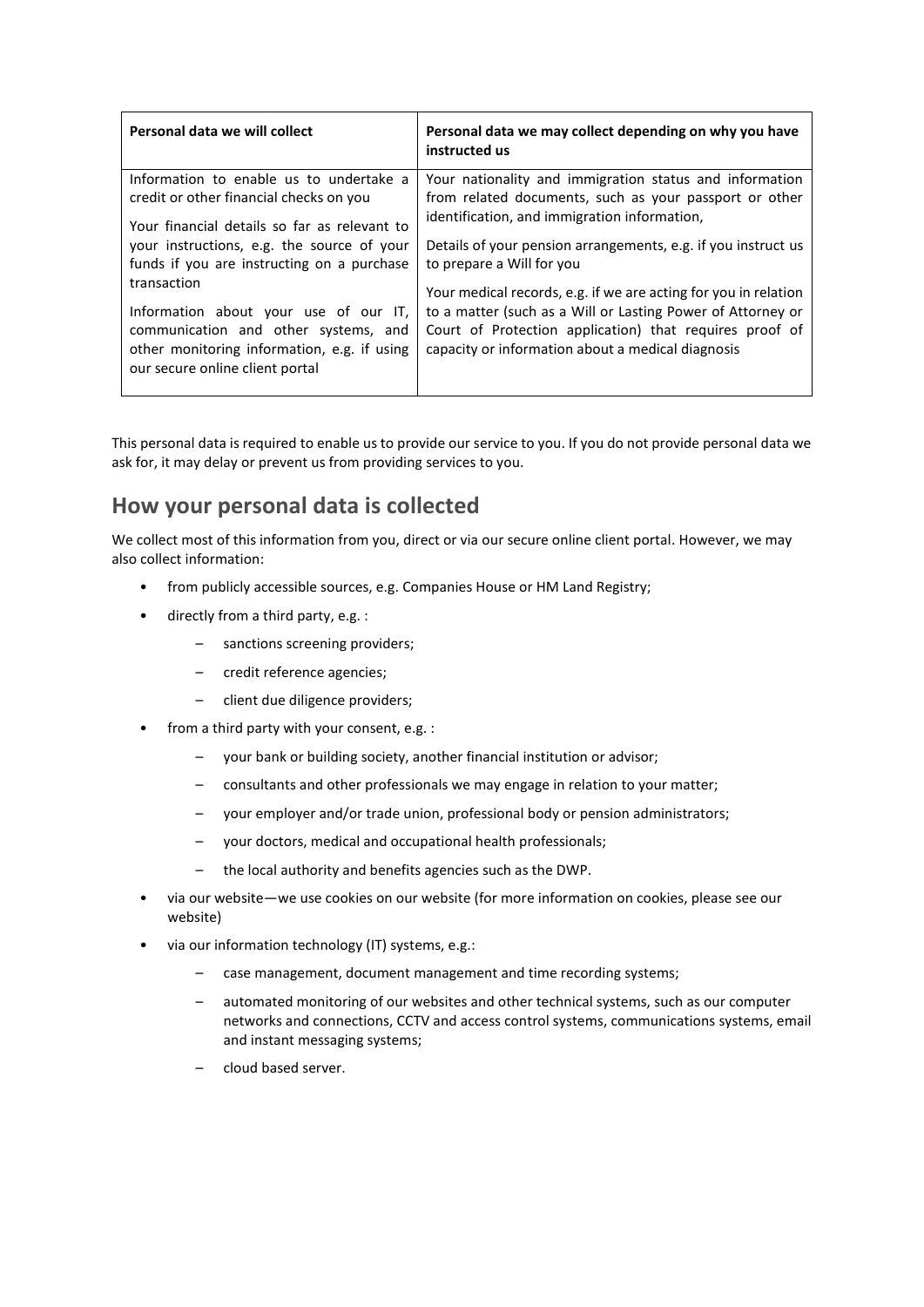| Personal data we will collect | Personal data we may collect depending on why you have instructed us |
|---|---|
| Information to enable us to undertake a credit or other financial checks on you<br><br>Your financial details so far as relevant to your instructions, e.g. the source of your funds if you are instructing on a purchase transaction<br><br>Information about your use of our IT, communication and other systems, and other monitoring information, e.g. if using our secure online client portal | Your nationality and immigration status and information from related documents, such as your passport or other identification, and immigration information,<br><br>Details of your pension arrangements, e.g. if you instruct us to prepare a Will for you<br><br>Your medical records, e.g. if we are acting for you in relation to a matter (such as a Will or Lasting Power of Attorney or Court of Protection application) that requires proof of capacity or information about a medical diagnosis |

This personal data is required to enable us to provide our service to you. If you do not provide personal data we ask for, it may delay or prevent us from providing services to you.

## How your personal data is collected

We collect most of this information from you, direct or via our secure online client portal. However, we may also collect information:

- from publicly accessible sources, e.g. Companies House or HM Land Registry;
- directly from a third party, e.g. :
  - sanctions screening providers;
  - credit reference agencies;
  - client due diligence providers;
- from a third party with your consent, e.g. :
  - your bank or building society, another financial institution or advisor;
  - consultants and other professionals we may engage in relation to your matter;
  - your employer and/or trade union, professional body or pension administrators;
  - your doctors, medical and occupational health professionals;
  - the local authority and benefits agencies such as the DWP.
- via our website—we use cookies on our website (for more information on cookies, please see our website)
- via our information technology (IT) systems, e.g.:
  - case management, document management and time recording systems;
  - automated monitoring of our websites and other technical systems, such as our computer networks and connections, CCTV and access control systems, communications systems, email and instant messaging systems;
  - cloud based server.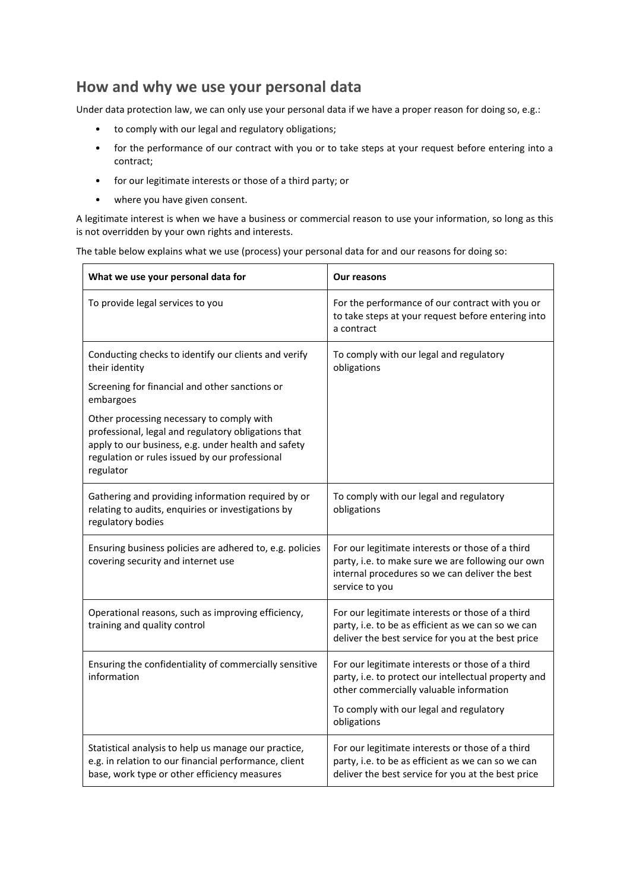## How and why we use your personal data

Under data protection law, we can only use your personal data if we have a proper reason for doing so, e.g.:

- to comply with our legal and regulatory obligations;
- for the performance of our contract with you or to take steps at your request before entering into a contract;
- for our legitimate interests or those of a third party; or
- where you have given consent.

A legitimate interest is when we have a business or commercial reason to use your information, so long as this is not overridden by your own rights and interests.

The table below explains what we use (process) your personal data for and our reasons for doing so:

| What we use your personal data for | Our reasons |
|---|---|
| To provide legal services to you | For the performance of our contract with you or to take steps at your request before entering into a contract |
| Conducting checks to identify our clients and verify their identity<br><br>Screening for financial and other sanctions or embargoes<br><br>Other processing necessary to comply with professional, legal and regulatory obligations that apply to our business, e.g. under health and safety regulation or rules issued by our professional regulator | To comply with our legal and regulatory obligations |
| Gathering and providing information required by or relating to audits, enquiries or investigations by regulatory bodies | To comply with our legal and regulatory obligations |
| Ensuring business policies are adhered to, e.g. policies covering security and internet use | For our legitimate interests or those of a third party, i.e. to make sure we are following our own internal procedures so we can deliver the best service to you |
| Operational reasons, such as improving efficiency, training and quality control | For our legitimate interests or those of a third party, i.e. to be as efficient as we can so we can deliver the best service for you at the best price |
| Ensuring the confidentiality of commercially sensitive information | For our legitimate interests or those of a third party, i.e. to protect our intellectual property and other commercially valuable information<br><br>To comply with our legal and regulatory obligations |
| Statistical analysis to help us manage our practice, e.g. in relation to our financial performance, client base, work type or other efficiency measures | For our legitimate interests or those of a third party, i.e. to be as efficient as we can so we can deliver the best service for you at the best price |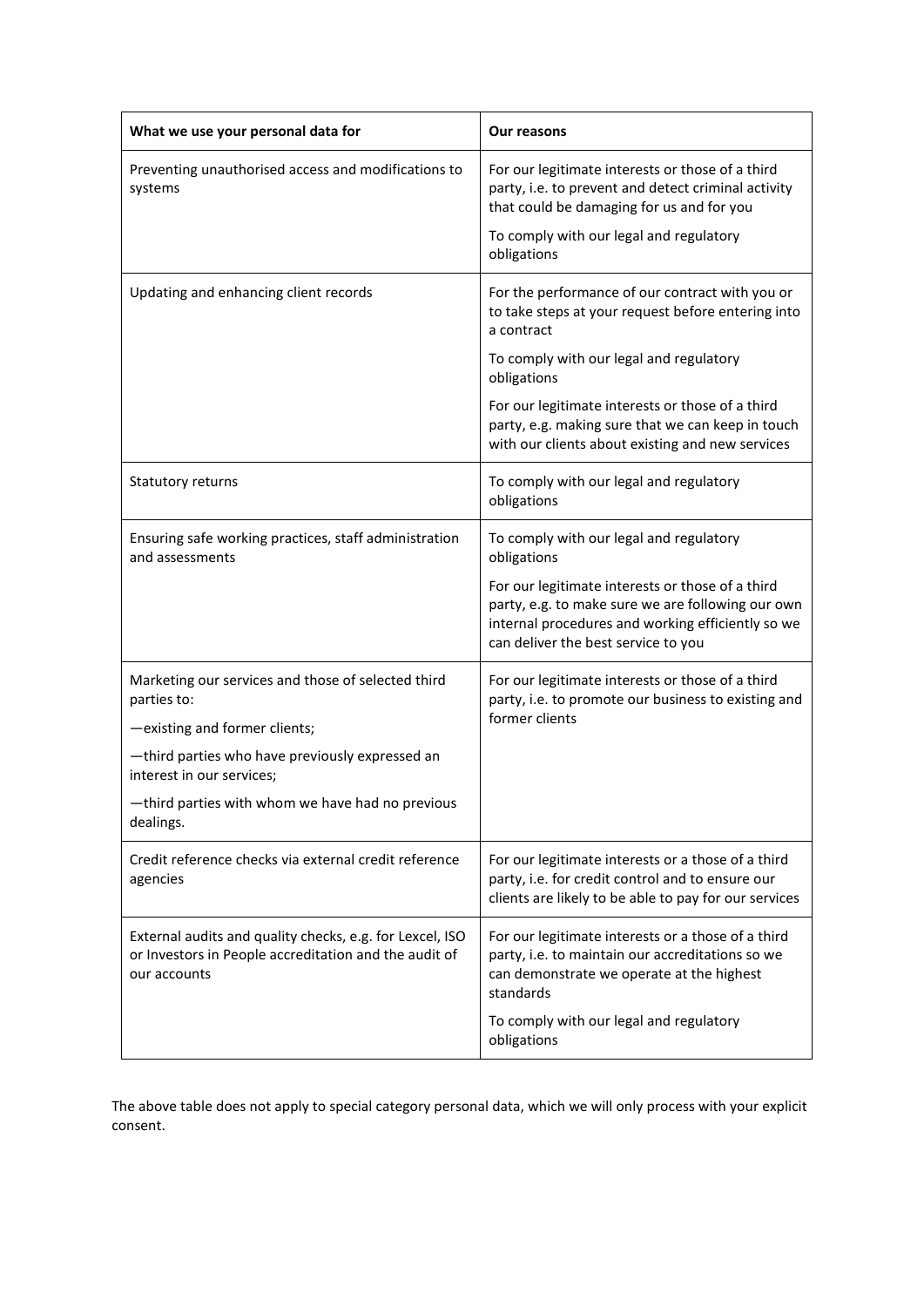| What we use your personal data for | Our reasons |
|---|---|
| Preventing unauthorised access and modifications to systems | For our legitimate interests or those of a third party, i.e. to prevent and detect criminal activity that could be damaging for us and for you<br><br>To comply with our legal and regulatory obligations |
| Updating and enhancing client records | For the performance of our contract with you or to take steps at your request before entering into a contract<br><br>To comply with our legal and regulatory obligations<br><br>For our legitimate interests or those of a third party, e.g. making sure that we can keep in touch with our clients about existing and new services |
| Statutory returns | To comply with our legal and regulatory obligations |
| Ensuring safe working practices, staff administration and assessments | To comply with our legal and regulatory obligations<br><br>For our legitimate interests or those of a third party, e.g. to make sure we are following our own internal procedures and working efficiently so we can deliver the best service to you |
| Marketing our services and those of selected third parties to:<br><br>—existing and former clients;<br><br>—third parties who have previously expressed an interest in our services;<br><br>—third parties with whom we have had no previous dealings. | For our legitimate interests or those of a third party, i.e. to promote our business to existing and former clients |
| Credit reference checks via external credit reference agencies | For our legitimate interests or a those of a third party, i.e. for credit control and to ensure our clients are likely to be able to pay for our services |
| External audits and quality checks, e.g. for Lexcel, ISO or Investors in People accreditation and the audit of our accounts | For our legitimate interests or a those of a third party, i.e. to maintain our accreditations so we can demonstrate we operate at the highest standards<br><br>To comply with our legal and regulatory obligations |

The above table does not apply to special category personal data, which we will only process with your explicit consent.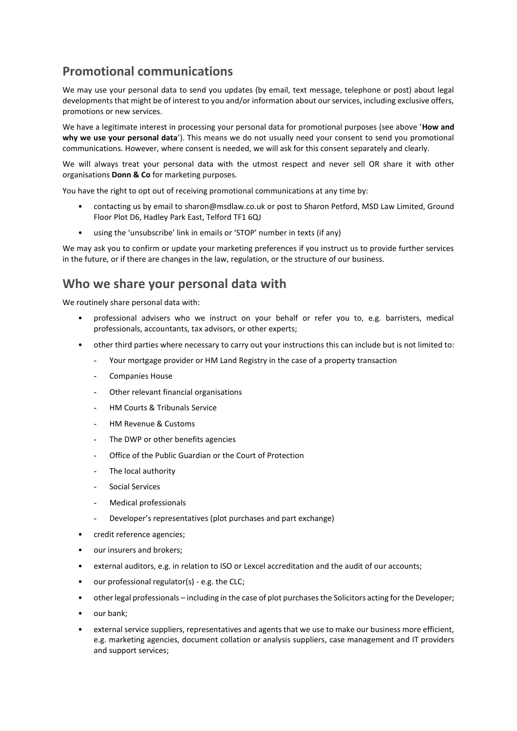## Promotional communications

We may use your personal data to send you updates (by email, text message, telephone or post) about legal developments that might be of interest to you and/or information about our services, including exclusive offers, promotions or new services.

We have a legitimate interest in processing your personal data for promotional purposes (see above '**How and why we use your personal data**'). This means we do not usually need your consent to send you promotional communications. However, where consent is needed, we will ask for this consent separately and clearly.

We will always treat your personal data with the utmost respect and never sell OR share it with other organisations **Donn & Co** for marketing purposes.

You have the right to opt out of receiving promotional communications at any time by:

- contacting us by email to sharon@msdlaw.co.uk or post to Sharon Petford, MSD Law Limited, Ground Floor Plot D6, Hadley Park East, Telford TF1 6QJ
- using the 'unsubscribe' link in emails or 'STOP' number in texts (if any)

We may ask you to confirm or update your marketing preferences if you instruct us to provide further services in the future, or if there are changes in the law, regulation, or the structure of our business.

## Who we share your personal data with

We routinely share personal data with:

- professional advisers who we instruct on your behalf or refer you to, e.g. barristers, medical professionals, accountants, tax advisors, or other experts;
- other third parties where necessary to carry out your instructions this can include but is not limited to:
  - Your mortgage provider or HM Land Registry in the case of a property transaction
  - Companies House
  - Other relevant financial organisations
  - HM Courts & Tribunals Service
  - HM Revenue & Customs
  - The DWP or other benefits agencies
  - Office of the Public Guardian or the Court of Protection
  - The local authority
  - Social Services
  - Medical professionals
  - Developer's representatives (plot purchases and part exchange)
- credit reference agencies;
- our insurers and brokers;
- external auditors, e.g. in relation to ISO or Lexcel accreditation and the audit of our accounts;
- our professional regulator(s) - e.g. the CLC;
- other legal professionals – including in the case of plot purchases the Solicitors acting for the Developer;
- our bank;
- external service suppliers, representatives and agents that we use to make our business more efficient, e.g. marketing agencies, document collation or analysis suppliers, case management and IT providers and support services;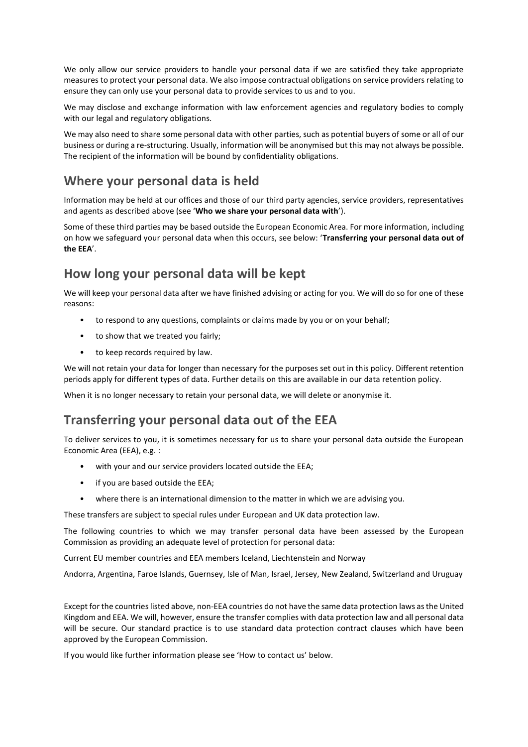We only allow our service providers to handle your personal data if we are satisfied they take appropriate measures to protect your personal data. We also impose contractual obligations on service providers relating to ensure they can only use your personal data to provide services to us and to you.

We may disclose and exchange information with law enforcement agencies and regulatory bodies to comply with our legal and regulatory obligations.

We may also need to share some personal data with other parties, such as potential buyers of some or all of our business or during a re-structuring. Usually, information will be anonymised but this may not always be possible. The recipient of the information will be bound by confidentiality obligations.

## Where your personal data is held

Information may be held at our offices and those of our third party agencies, service providers, representatives and agents as described above (see '**Who we share your personal data with**').

Some of these third parties may be based outside the European Economic Area. For more information, including on how we safeguard your personal data when this occurs, see below: '**Transferring your personal data out of the EEA**'.

## How long your personal data will be kept

We will keep your personal data after we have finished advising or acting for you. We will do so for one of these reasons:

- to respond to any questions, complaints or claims made by you or on your behalf;
- to show that we treated you fairly;
- to keep records required by law.

We will not retain your data for longer than necessary for the purposes set out in this policy. Different retention periods apply for different types of data. Further details on this are available in our data retention policy.

When it is no longer necessary to retain your personal data, we will delete or anonymise it.

## Transferring your personal data out of the EEA

To deliver services to you, it is sometimes necessary for us to share your personal data outside the European Economic Area (EEA), e.g. :

- with your and our service providers located outside the EEA;
- if you are based outside the EEA;
- where there is an international dimension to the matter in which we are advising you.

These transfers are subject to special rules under European and UK data protection law.

The following countries to which we may transfer personal data have been assessed by the European Commission as providing an adequate level of protection for personal data:

Current EU member countries and EEA members Iceland, Liechtenstein and Norway

Andorra, Argentina, Faroe Islands, Guernsey, Isle of Man, Israel, Jersey, New Zealand, Switzerland and Uruguay

Except for the countries listed above, non-EEA countries do not have the same data protection laws as the United Kingdom and EEA. We will, however, ensure the transfer complies with data protection law and all personal data will be secure. Our standard practice is to use standard data protection contract clauses which have been approved by the European Commission.

If you would like further information please see 'How to contact us' below.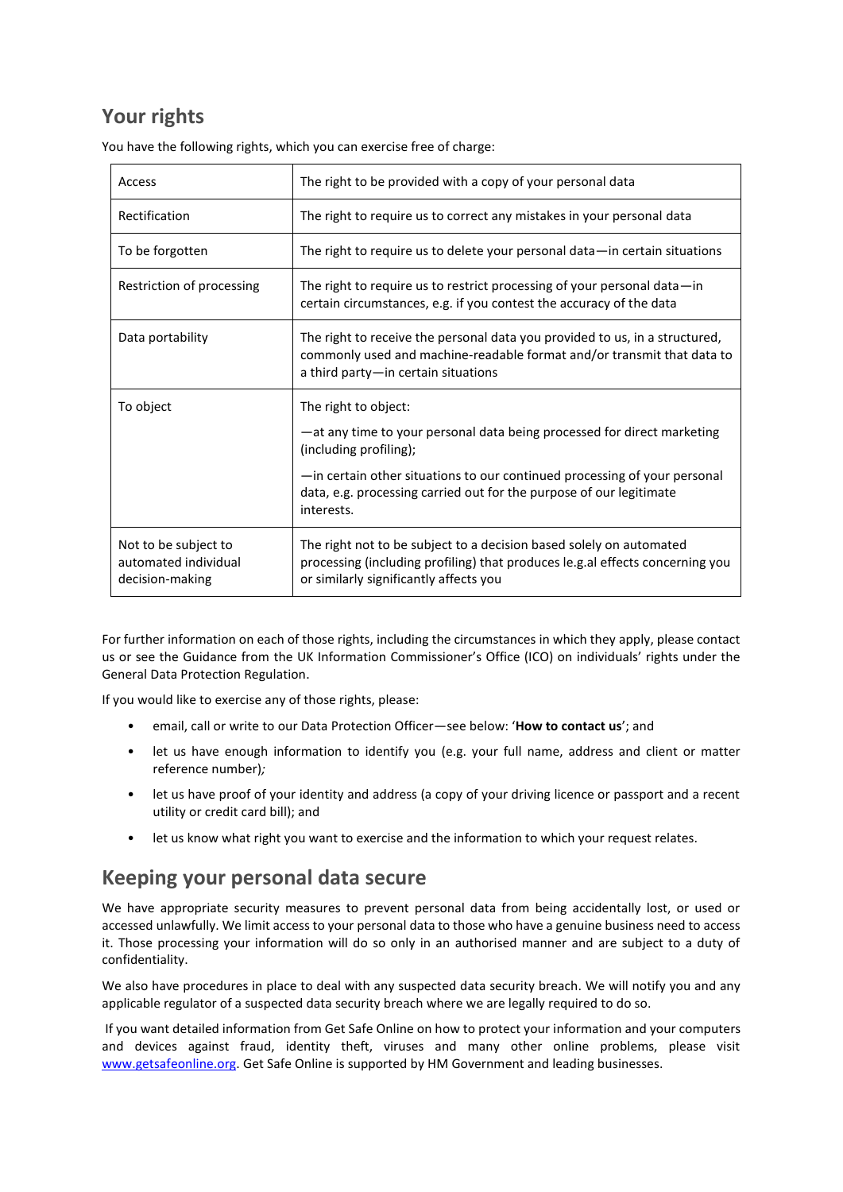## Your rights

You have the following rights, which you can exercise free of charge:

| Access | The right to be provided with a copy of your personal data |
|---|---|
| Rectification | The right to require us to correct any mistakes in your personal data |
| To be forgotten | The right to require us to delete your personal data—in certain situations |
| Restriction of processing | The right to require us to restrict processing of your personal data—in certain circumstances, e.g. if you contest the accuracy of the data |
| Data portability | The right to receive the personal data you provided to us, in a structured, commonly used and machine-readable format and/or transmit that data to a third party—in certain situations |
| To object | The right to object:<br><br>—at any time to your personal data being processed for direct marketing (including profiling);<br><br>—in certain other situations to our continued processing of your personal data, e.g. processing carried out for the purpose of our legitimate interests. |
| Not to be subject to automated individual decision-making | The right not to be subject to a decision based solely on automated processing (including profiling) that produces le.g.al effects concerning you or similarly significantly affects you |

For further information on each of those rights, including the circumstances in which they apply, please contact us or see the Guidance from the UK Information Commissioner's Office (ICO) on individuals' rights under the General Data Protection Regulation.

If you would like to exercise any of those rights, please:

- email, call or write to our Data Protection Officer—see below: '**How to contact us**'; and
- let us have enough information to identify you (e.g. your full name, address and client or matter reference number)*;*
- let us have proof of your identity and address (a copy of your driving licence or passport and a recent utility or credit card bill); and
- let us know what right you want to exercise and the information to which your request relates.

## Keeping your personal data secure

We have appropriate security measures to prevent personal data from being accidentally lost, or used or accessed unlawfully. We limit access to your personal data to those who have a genuine business need to access it. Those processing your information will do so only in an authorised manner and are subject to a duty of confidentiality.

We also have procedures in place to deal with any suspected data security breach. We will notify you and any applicable regulator of a suspected data security breach where we are legally required to do so.

If you want detailed information from Get Safe Online on how to protect your information and your computers and devices against fraud, identity theft, viruses and many other online problems, please visit [www.getsafeonline.org](http://www.getsafeonline.org). Get Safe Online is supported by HM Government and leading businesses.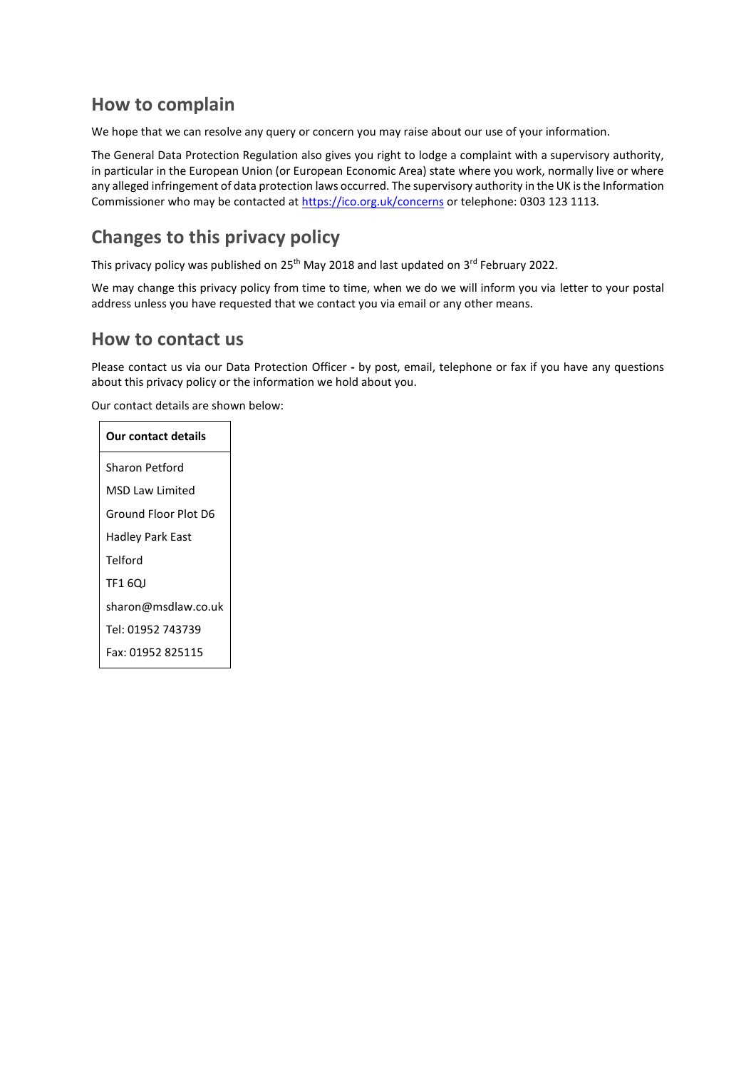## How to complain

We hope that we can resolve any query or concern you may raise about our use of your information.

The General Data Protection Regulation also gives you right to lodge a complaint with a supervisory authority, in particular in the European Union (or European Economic Area) state where you work, normally live or where any alleged infringement of data protection laws occurred. The supervisory authority in the UK is the Information Commissioner who may be contacted at https://ico.org.uk/concerns or telephone: 0303 123 1113.

## Changes to this privacy policy

This privacy policy was published on 25th May 2018 and last updated on 3rd February 2022.

We may change this privacy policy from time to time, when we do we will inform you via letter to your postal address unless you have requested that we contact you via email or any other means.

## How to contact us

Please contact us via our Data Protection Officer - by post, email, telephone or fax if you have any questions about this privacy policy or the information we hold about you.

Our contact details are shown below:

| **Our contact details** |
|---|
| Sharon Petford<br>MSD Law Limited<br>Ground Floor Plot D6<br>Hadley Park East<br>Telford<br>TF1 6QJ<br>sharon@msdlaw.co.uk<br>Tel: 01952 743739<br>Fax: 01952 825115 |